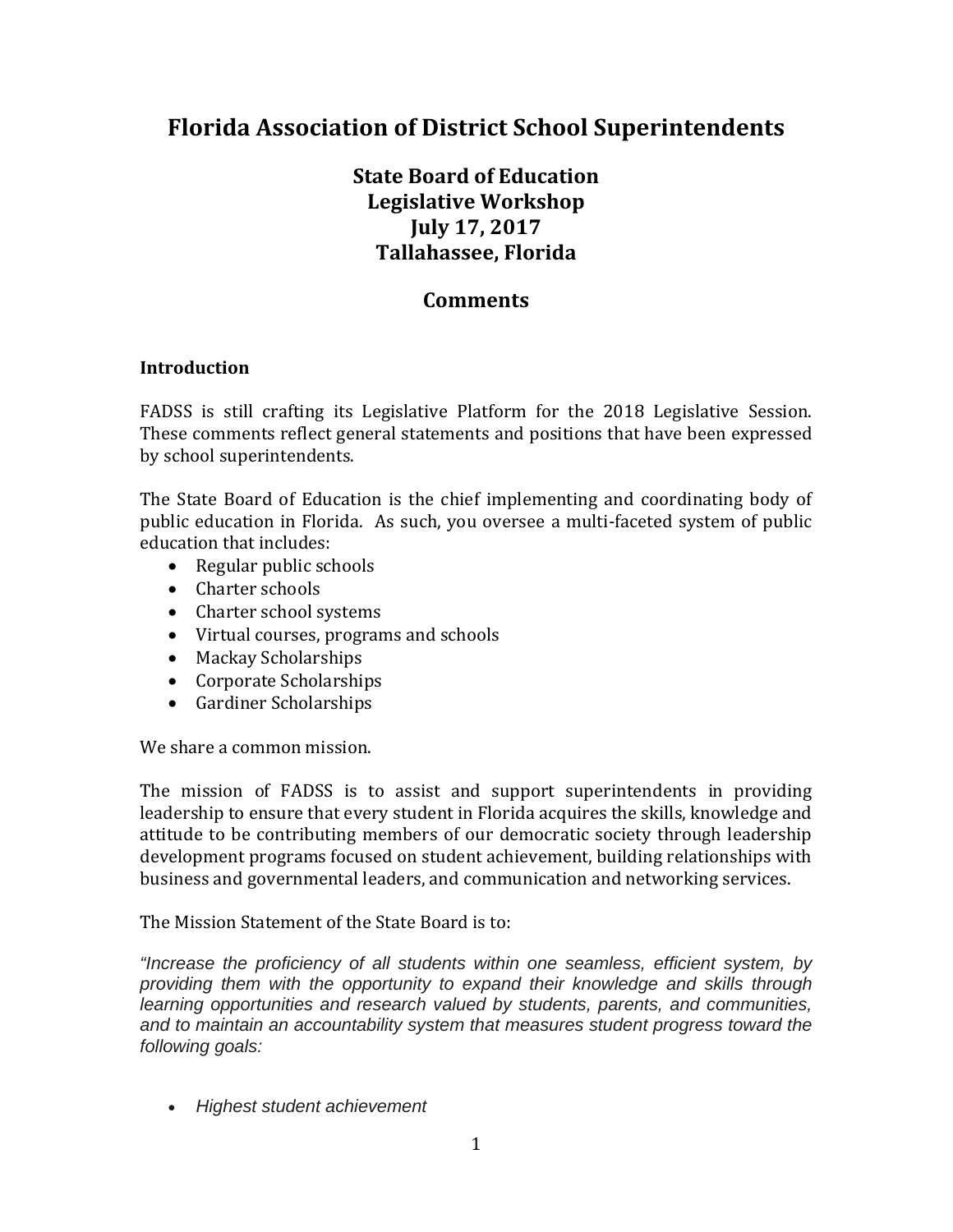# Florida Association of District School Superintendents

## State Board of Education
## Legislative Workshop
## July 17, 2017
## Tallahassee, Florida

## Comments

### Introduction

FADSS is still crafting its Legislative Platform for the 2018 Legislative Session. These comments reflect general statements and positions that have been expressed by school superintendents.

The State Board of Education is the chief implementing and coordinating body of public education in Florida. As such, you oversee a multi-faceted system of public education that includes:

- Regular public schools
- Charter schools
- Charter school systems
- Virtual courses, programs and schools
- Mackay Scholarships
- Corporate Scholarships
- Gardiner Scholarships

We share a common mission.

The mission of FADSS is to assist and support superintendents in providing leadership to ensure that every student in Florida acquires the skills, knowledge and attitude to be contributing members of our democratic society through leadership development programs focused on student achievement, building relationships with business and governmental leaders, and communication and networking services.

The Mission Statement of the State Board is to:

*"Increase the proficiency of all students within one seamless, efficient system, by providing them with the opportunity to expand their knowledge and skills through learning opportunities and research valued by students, parents, and communities, and to maintain an accountability system that measures student progress toward the following goals:*

- *Highest student achievement*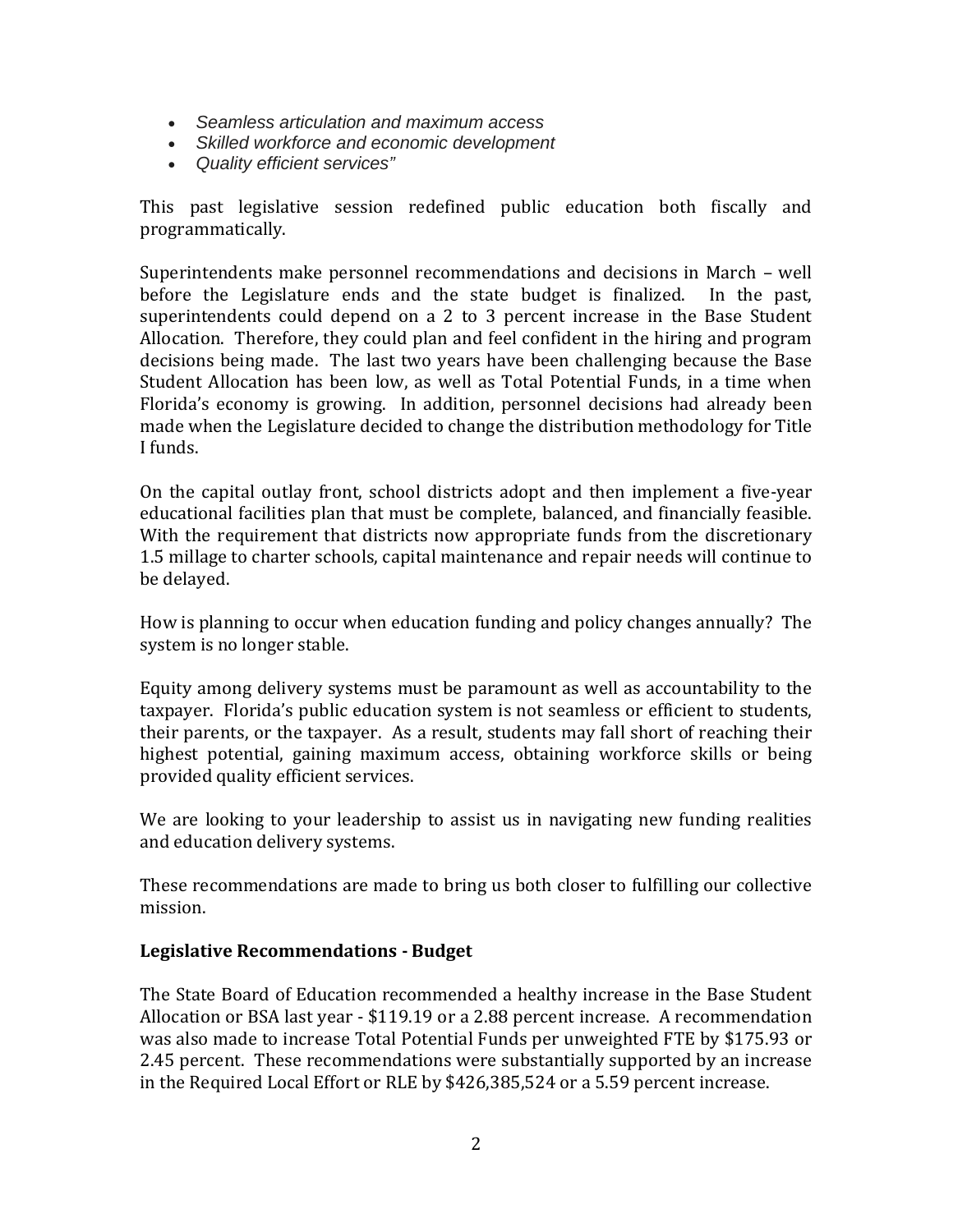- *Seamless articulation and maximum access*
- *Skilled workforce and economic development*
- *Quality efficient services"*

This past legislative session redefined public education both fiscally and programmatically.

Superintendents make personnel recommendations and decisions in March – well before the Legislature ends and the state budget is finalized. In the past, superintendents could depend on a 2 to 3 percent increase in the Base Student Allocation. Therefore, they could plan and feel confident in the hiring and program decisions being made. The last two years have been challenging because the Base Student Allocation has been low, as well as Total Potential Funds, in a time when Florida's economy is growing. In addition, personnel decisions had already been made when the Legislature decided to change the distribution methodology for Title I funds.

On the capital outlay front, school districts adopt and then implement a five-year educational facilities plan that must be complete, balanced, and financially feasible. With the requirement that districts now appropriate funds from the discretionary 1.5 millage to charter schools, capital maintenance and repair needs will continue to be delayed.

How is planning to occur when education funding and policy changes annually? The system is no longer stable.

Equity among delivery systems must be paramount as well as accountability to the taxpayer. Florida's public education system is not seamless or efficient to students, their parents, or the taxpayer. As a result, students may fall short of reaching their highest potential, gaining maximum access, obtaining workforce skills or being provided quality efficient services.

We are looking to your leadership to assist us in navigating new funding realities and education delivery systems.

These recommendations are made to bring us both closer to fulfilling our collective mission.

**Legislative Recommendations - Budget**

The State Board of Education recommended a healthy increase in the Base Student Allocation or BSA last year - $119.19 or a 2.88 percent increase. A recommendation was also made to increase Total Potential Funds per unweighted FTE by $175.93 or 2.45 percent. These recommendations were substantially supported by an increase in the Required Local Effort or RLE by $426,385,524 or a 5.59 percent increase.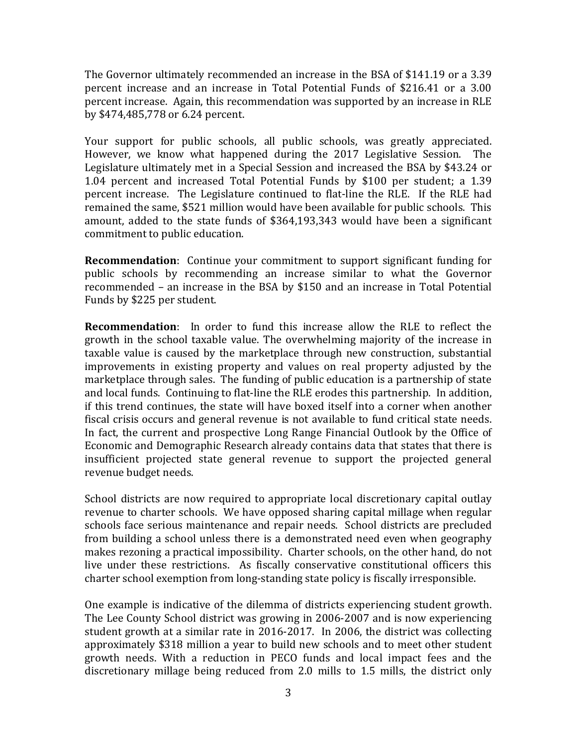The Governor ultimately recommended an increase in the BSA of $141.19 or a 3.39 percent increase and an increase in Total Potential Funds of $216.41 or a 3.00 percent increase. Again, this recommendation was supported by an increase in RLE by $474,485,778 or 6.24 percent.

Your support for public schools, all public schools, was greatly appreciated. However, we know what happened during the 2017 Legislative Session. The Legislature ultimately met in a Special Session and increased the BSA by $43.24 or 1.04 percent and increased Total Potential Funds by $100 per student; a 1.39 percent increase. The Legislature continued to flat-line the RLE. If the RLE had remained the same, $521 million would have been available for public schools. This amount, added to the state funds of $364,193,343 would have been a significant commitment to public education.

**Recommendation**: Continue your commitment to support significant funding for public schools by recommending an increase similar to what the Governor recommended – an increase in the BSA by $150 and an increase in Total Potential Funds by $225 per student.

**Recommendation**: In order to fund this increase allow the RLE to reflect the growth in the school taxable value. The overwhelming majority of the increase in taxable value is caused by the marketplace through new construction, substantial improvements in existing property and values on real property adjusted by the marketplace through sales. The funding of public education is a partnership of state and local funds. Continuing to flat-line the RLE erodes this partnership. In addition, if this trend continues, the state will have boxed itself into a corner when another fiscal crisis occurs and general revenue is not available to fund critical state needs. In fact, the current and prospective Long Range Financial Outlook by the Office of Economic and Demographic Research already contains data that states that there is insufficient projected state general revenue to support the projected general revenue budget needs.

School districts are now required to appropriate local discretionary capital outlay revenue to charter schools. We have opposed sharing capital millage when regular schools face serious maintenance and repair needs. School districts are precluded from building a school unless there is a demonstrated need even when geography makes rezoning a practical impossibility. Charter schools, on the other hand, do not live under these restrictions. As fiscally conservative constitutional officers this charter school exemption from long-standing state policy is fiscally irresponsible.

One example is indicative of the dilemma of districts experiencing student growth. The Lee County School district was growing in 2006-2007 and is now experiencing student growth at a similar rate in 2016-2017. In 2006, the district was collecting approximately $318 million a year to build new schools and to meet other student growth needs. With a reduction in PECO funds and local impact fees and the discretionary millage being reduced from 2.0 mills to 1.5 mills, the district only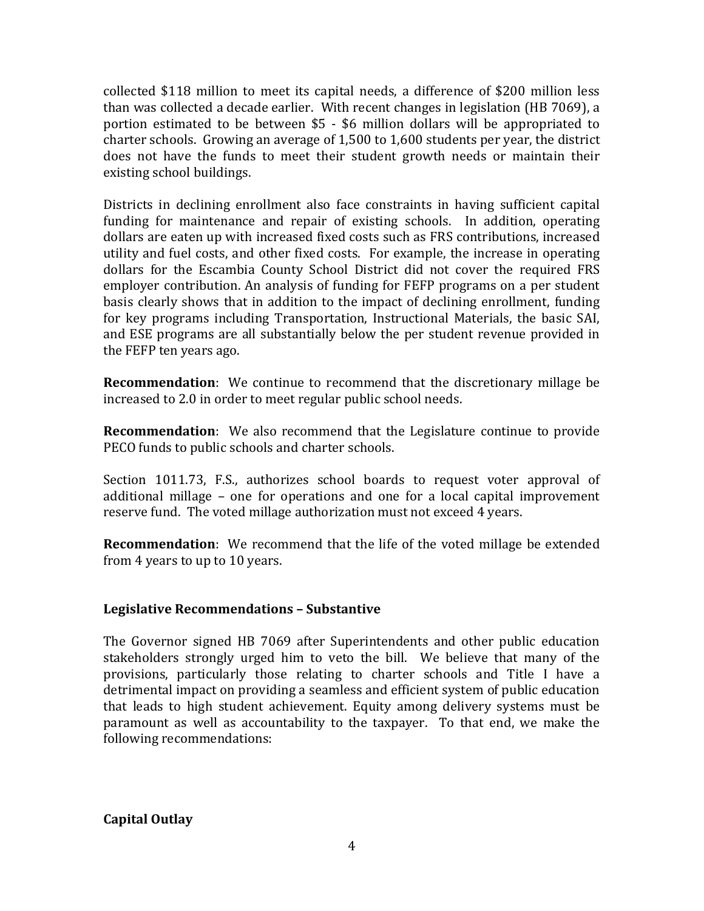collected $118 million to meet its capital needs, a difference of $200 million less than was collected a decade earlier. With recent changes in legislation (HB 7069), a portion estimated to be between $5 - $6 million dollars will be appropriated to charter schools. Growing an average of 1,500 to 1,600 students per year, the district does not have the funds to meet their student growth needs or maintain their existing school buildings.

Districts in declining enrollment also face constraints in having sufficient capital funding for maintenance and repair of existing schools. In addition, operating dollars are eaten up with increased fixed costs such as FRS contributions, increased utility and fuel costs, and other fixed costs. For example, the increase in operating dollars for the Escambia County School District did not cover the required FRS employer contribution. An analysis of funding for FEFP programs on a per student basis clearly shows that in addition to the impact of declining enrollment, funding for key programs including Transportation, Instructional Materials, the basic SAI, and ESE programs are all substantially below the per student revenue provided in the FEFP ten years ago.

**Recommendation**: We continue to recommend that the discretionary millage be increased to 2.0 in order to meet regular public school needs.

**Recommendation**: We also recommend that the Legislature continue to provide PECO funds to public schools and charter schools.

Section 1011.73, F.S., authorizes school boards to request voter approval of additional millage – one for operations and one for a local capital improvement reserve fund. The voted millage authorization must not exceed 4 years.

**Recommendation**: We recommend that the life of the voted millage be extended from 4 years to up to 10 years.

### Legislative Recommendations – Substantive

The Governor signed HB 7069 after Superintendents and other public education stakeholders strongly urged him to veto the bill. We believe that many of the provisions, particularly those relating to charter schools and Title I have a detrimental impact on providing a seamless and efficient system of public education that leads to high student achievement. Equity among delivery systems must be paramount as well as accountability to the taxpayer. To that end, we make the following recommendations:

### Capital Outlay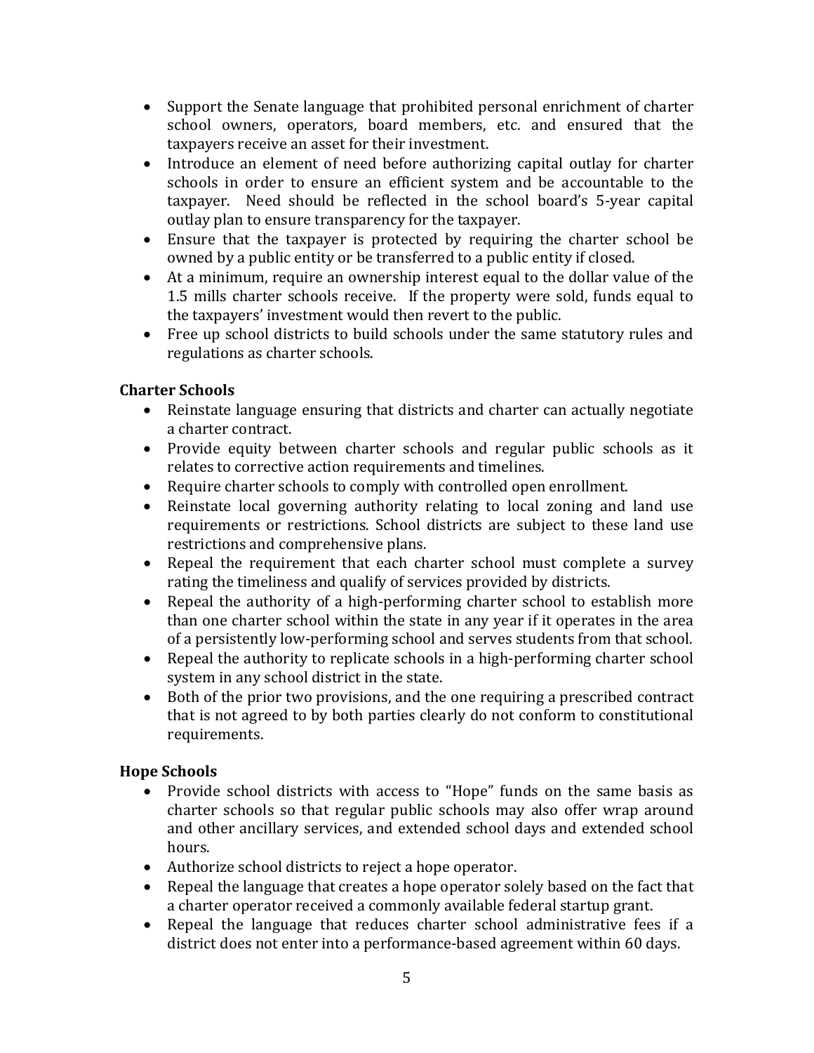- Support the Senate language that prohibited personal enrichment of charter school owners, operators, board members, etc. and ensured that the taxpayers receive an asset for their investment.
- Introduce an element of need before authorizing capital outlay for charter schools in order to ensure an efficient system and be accountable to the taxpayer. Need should be reflected in the school board's 5-year capital outlay plan to ensure transparency for the taxpayer.
- Ensure that the taxpayer is protected by requiring the charter school be owned by a public entity or be transferred to a public entity if closed.
- At a minimum, require an ownership interest equal to the dollar value of the 1.5 mills charter schools receive. If the property were sold, funds equal to the taxpayers' investment would then revert to the public.
- Free up school districts to build schools under the same statutory rules and regulations as charter schools.

**Charter Schools**

- Reinstate language ensuring that districts and charter can actually negotiate a charter contract.
- Provide equity between charter schools and regular public schools as it relates to corrective action requirements and timelines.
- Require charter schools to comply with controlled open enrollment.
- Reinstate local governing authority relating to local zoning and land use requirements or restrictions. School districts are subject to these land use restrictions and comprehensive plans.
- Repeal the requirement that each charter school must complete a survey rating the timeliness and qualify of services provided by districts.
- Repeal the authority of a high-performing charter school to establish more than one charter school within the state in any year if it operates in the area of a persistently low-performing school and serves students from that school.
- Repeal the authority to replicate schools in a high-performing charter school system in any school district in the state.
- Both of the prior two provisions, and the one requiring a prescribed contract that is not agreed to by both parties clearly do not conform to constitutional requirements.

**Hope Schools**

- Provide school districts with access to "Hope" funds on the same basis as charter schools so that regular public schools may also offer wrap around and other ancillary services, and extended school days and extended school hours.
- Authorize school districts to reject a hope operator.
- Repeal the language that creates a hope operator solely based on the fact that a charter operator received a commonly available federal startup grant.
- Repeal the language that reduces charter school administrative fees if a district does not enter into a performance-based agreement within 60 days.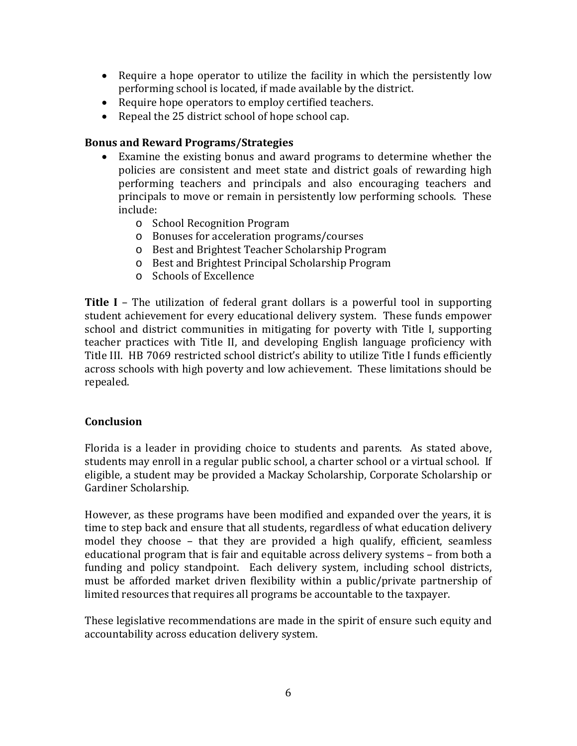- Require a hope operator to utilize the facility in which the persistently low performing school is located, if made available by the district.
- Require hope operators to employ certified teachers.
- Repeal the 25 district school of hope school cap.

**Bonus and Reward Programs/Strategies**

- Examine the existing bonus and award programs to determine whether the policies are consistent and meet state and district goals of rewarding high performing teachers and principals and also encouraging teachers and principals to move or remain in persistently low performing schools. These include:
  - School Recognition Program
  - Bonuses for acceleration programs/courses
  - Best and Brightest Teacher Scholarship Program
  - Best and Brightest Principal Scholarship Program
  - Schools of Excellence

**Title I** – The utilization of federal grant dollars is a powerful tool in supporting student achievement for every educational delivery system. These funds empower school and district communities in mitigating for poverty with Title I, supporting teacher practices with Title II, and developing English language proficiency with Title III. HB 7069 restricted school district's ability to utilize Title I funds efficiently across schools with high poverty and low achievement. These limitations should be repealed.

## Conclusion

Florida is a leader in providing choice to students and parents. As stated above, students may enroll in a regular public school, a charter school or a virtual school. If eligible, a student may be provided a Mackay Scholarship, Corporate Scholarship or Gardiner Scholarship.

However, as these programs have been modified and expanded over the years, it is time to step back and ensure that all students, regardless of what education delivery model they choose – that they are provided a high qualify, efficient, seamless educational program that is fair and equitable across delivery systems – from both a funding and policy standpoint. Each delivery system, including school districts, must be afforded market driven flexibility within a public/private partnership of limited resources that requires all programs be accountable to the taxpayer.

These legislative recommendations are made in the spirit of ensure such equity and accountability across education delivery system.